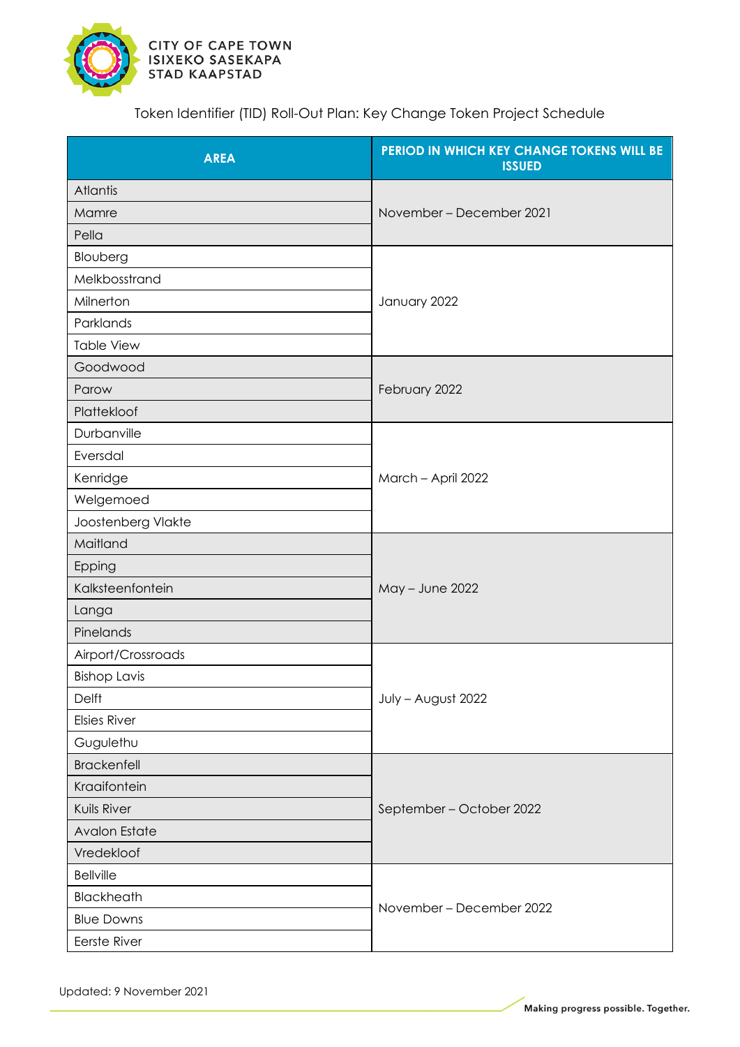CITY OF CAPE TOWN
ISIXEKO SASEKAPA
STAD KAAPSTAD

# Token Identifier (TID) Roll-Out Plan: Key Change Token Project Schedule

| AREA | PERIOD IN WHICH KEY CHANGE TOKENS WILL BE ISSUED |
|---|---|
| Atlantis | November – December 2021 |
| Mamre | |
| Pella | |
| Blouberg | January 2022 |
| Melkbosstrand | |
| Milnerton | |
| Parklands | |
| Table View | |
| Goodwood | February 2022 |
| Parow | |
| Plattekloof | |
| Durbanville | March – April 2022 |
| Eversdal | |
| Kenridge | |
| Welgemoed | |
| Joostenberg Vlakte | |
| Maitland | May – June 2022 |
| Epping | |
| Kalksteenfontein | |
| Langa | |
| Pinelands | |
| Airport/Crossroads | July – August 2022 |
| Bishop Lavis | |
| Delft | |
| Elsies River | |
| Gugulethu | |
| Brackenfell | September – October 2022 |
| Kraaifontein | |
| Kuils River | |
| Avalon Estate | |
| Vredekloof | |
| Bellville | November – December 2022 |
| Blackheath | |
| Blue Downs | |
| Eerste River | |

Updated: 9 November 2021

Making progress possible. Together.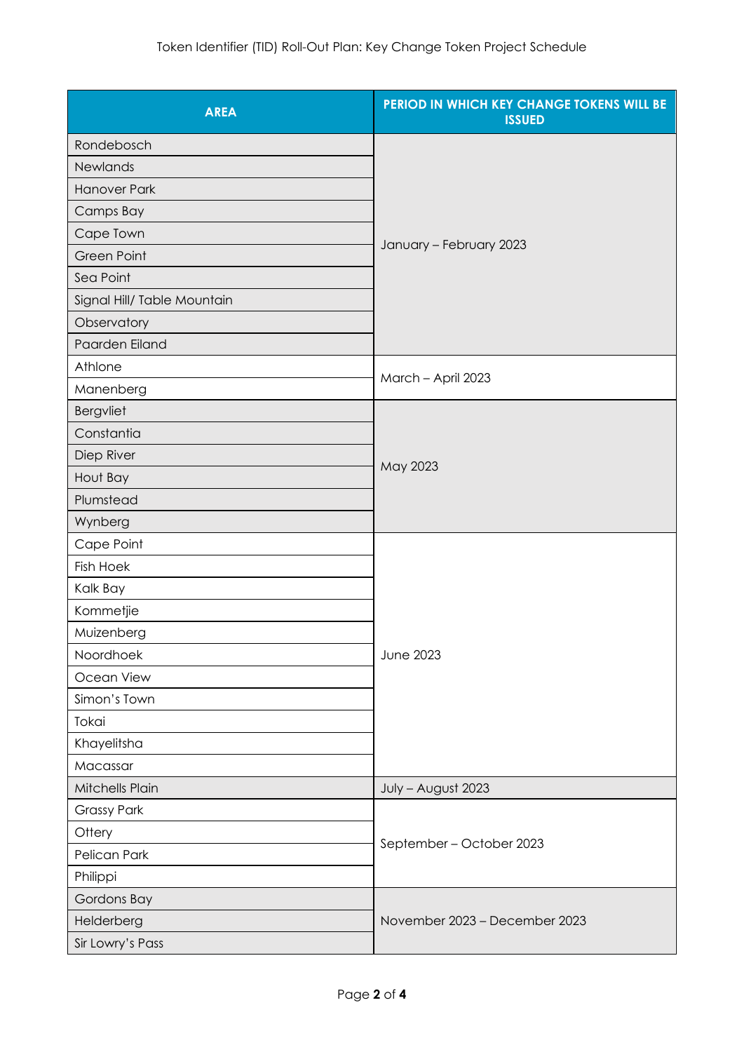Token Identifier (TID) Roll-Out Plan: Key Change Token Project Schedule

| AREA | PERIOD IN WHICH KEY CHANGE TOKENS WILL BE ISSUED |
|---|---|
| Rondebosch | January – February 2023 |
| Newlands | |
| Hanover Park | |
| Camps Bay | |
| Cape Town | |
| Green Point | |
| Sea Point | |
| Signal Hill/ Table Mountain | |
| Observatory | |
| Paarden Eiland | |
| Athlone | March – April 2023 |
| Manenberg | |
| Bergvliet | May 2023 |
| Constantia | |
| Diep River | |
| Hout Bay | |
| Plumstead | |
| Wynberg | |
| Cape Point | June 2023 |
| Fish Hoek | |
| Kalk Bay | |
| Kommetjie | |
| Muizenberg | |
| Noordhoek | |
| Ocean View | |
| Simon's Town | |
| Tokai | |
| Khayelitsha | |
| Macassar | |
| Mitchells Plain | July – August 2023 |
| Grassy Park | September – October 2023 |
| Ottery | |
| Pelican Park | |
| Philippi | |
| Gordons Bay | November 2023 – December 2023 |
| Helderberg | |
| Sir Lowry's Pass | |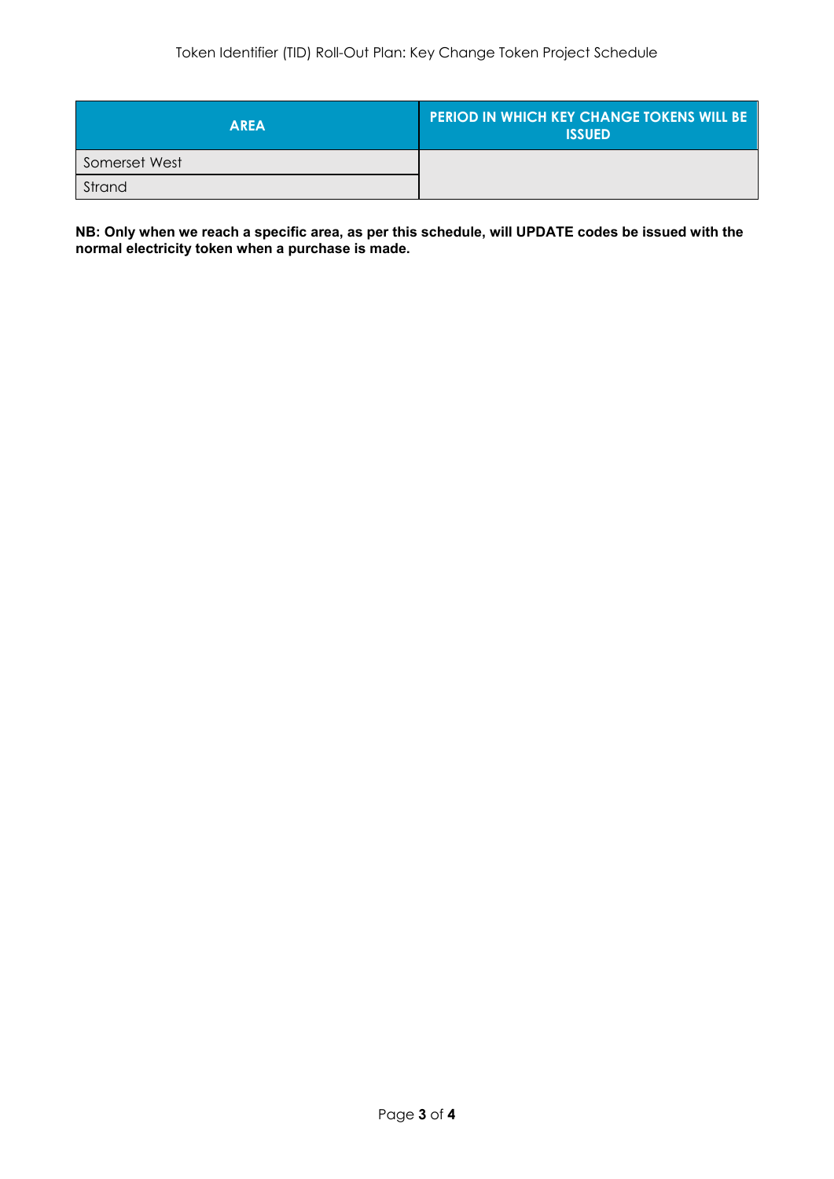| AREA | PERIOD IN WHICH KEY CHANGE TOKENS WILL BE ISSUED |
| --- | --- |
| Somerset West | |
| Strand | |

**NB: Only when we reach a specific area, as per this schedule, will UPDATE codes be issued with the normal electricity token when a purchase is made.**